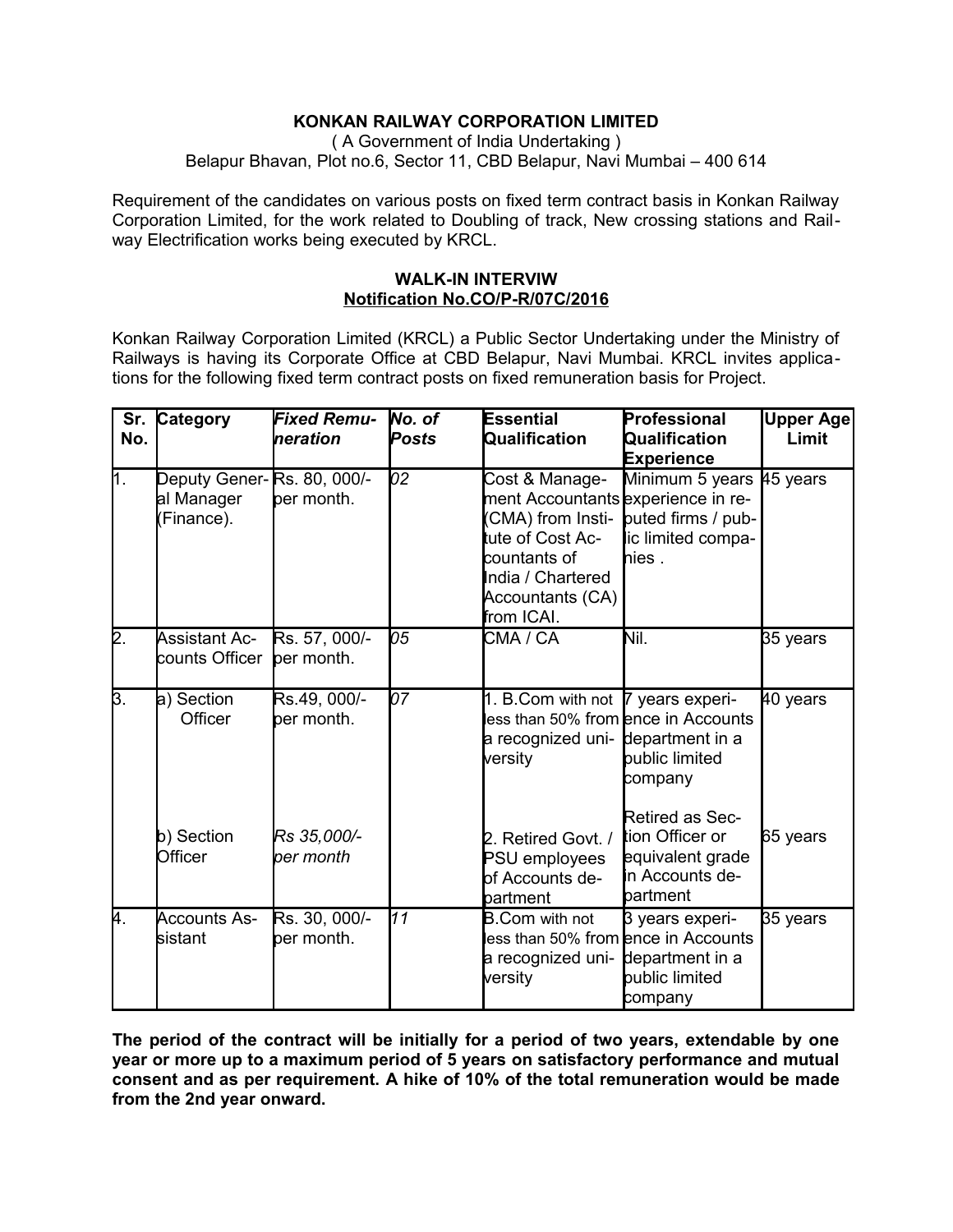**KONKAN RAILWAY CORPORATION LIMITED**

( A Government of India Undertaking )

Belapur Bhavan, Plot no.6, Sector 11, CBD Belapur, Navi Mumbai – 400 614

Requirement of the candidates on various posts on fixed term contract basis in Konkan Railway Corporation Limited, for the work related to Doubling of track, New crossing stations and Railway Electrification works being executed by KRCL.

**WALK-IN INTERVIW**

**Notification No.CO/P-R/07C/2016**

Konkan Railway Corporation Limited (KRCL) a Public Sector Undertaking under the Ministry of Railways is having its Corporate Office at CBD Belapur, Navi Mumbai. KRCL invites applications for the following fixed term contract posts on fixed remuneration basis for Project.

| Sr. No. | Category | *Fixed Remuneration* | *No. of Posts* | Essential Qualification | Professional Qualification Experience | Upper Age Limit |
|---|---|---|---|---|---|---|
| 1. | Deputy General Manager (Finance). | Rs. 80, 000/- per month. | *02* | Cost & Management Accountants (CMA) from Institute of Cost Accountants of India / Chartered Accountants (CA) from ICAI. | Minimum 5 years experience in reputed firms / public limited companies . | 45 years |
| 2. | Assistant Accounts Officer | Rs. 57, 000/- per month. | *05* | CMA / CA | Nil. | 35 years |
| 3. | a) Section Officer | Rs.49, 000/- per month. | *07* | 1. B.Com with not less than 50% from a recognized university | 7 years experience in Accounts department in a public limited company | 40 years |
| | b) Section Officer | *Rs 35,000/- per month* | | 2. Retired Govt. / PSU employees of Accounts department | Retired as Section Officer or equivalent grade in Accounts department | 65 years |
| 4. | Accounts Assistant | Rs. 30, 000/- per month. | *11* | B.Com with not less than 50% from a recognized university | 3 years experience in Accounts department in a public limited company | 35 years |

**The period of the contract will be initially for a period of two years, extendable by one year or more up to a maximum period of 5 years on satisfactory performance and mutual consent and as per requirement. A hike of 10% of the total remuneration would be made from the 2nd year onward.**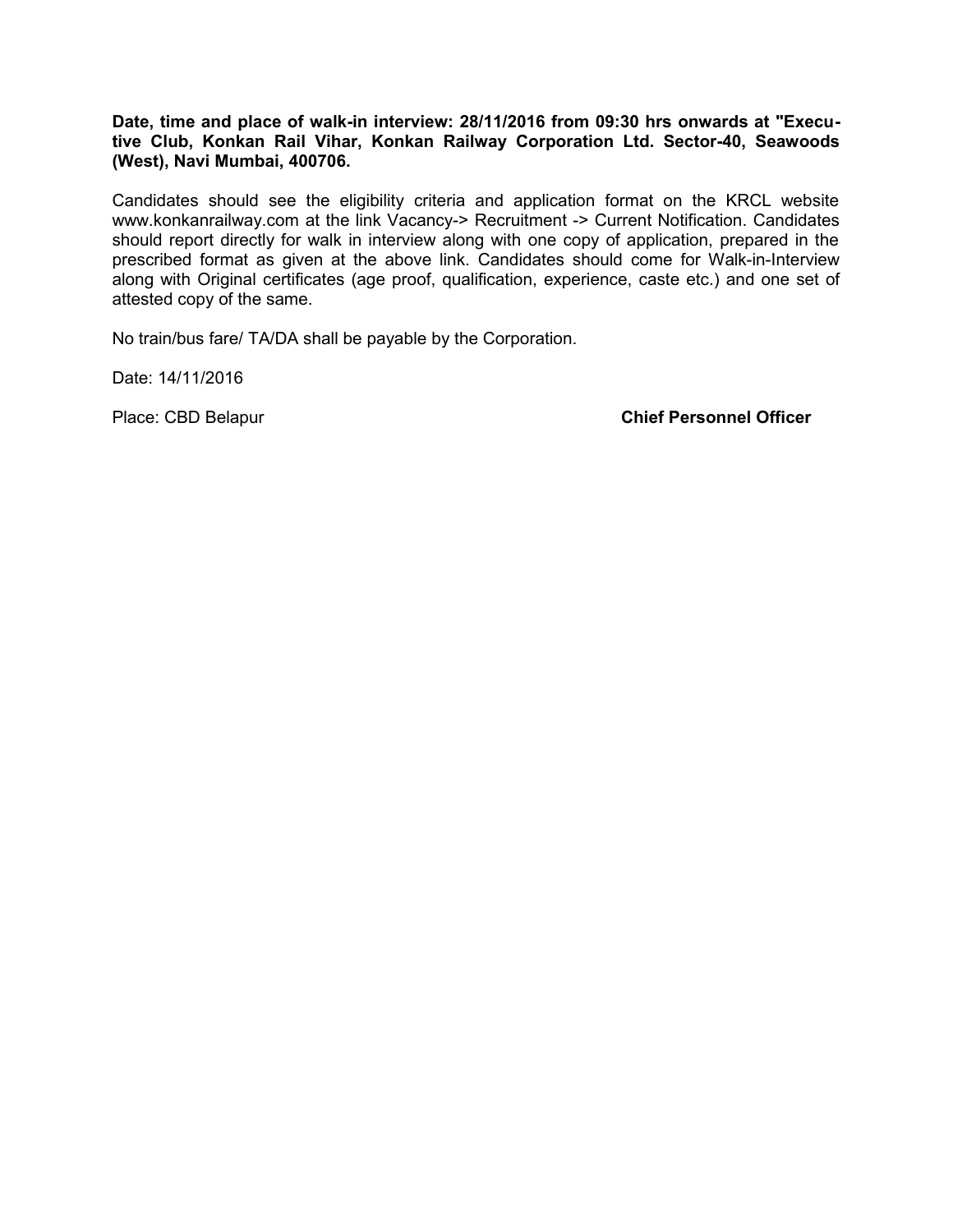**Date, time and place of walk-in interview: 28/11/2016 from 09:30 hrs onwards at "Executive Club, Konkan Rail Vihar, Konkan Railway Corporation Ltd. Sector-40, Seawoods (West), Navi Mumbai, 400706.**

Candidates should see the eligibility criteria and application format on the KRCL website www.konkanrailway.com at the link Vacancy-> Recruitment -> Current Notification. Candidates should report directly for walk in interview along with one copy of application, prepared in the prescribed format as given at the above link. Candidates should come for Walk-in-Interview along with Original certificates (age proof, qualification, experience, caste etc.) and one set of attested copy of the same.

No train/bus fare/ TA/DA shall be payable by the Corporation.

Date: 14/11/2016

Place: CBD Belapur

**Chief Personnel Officer**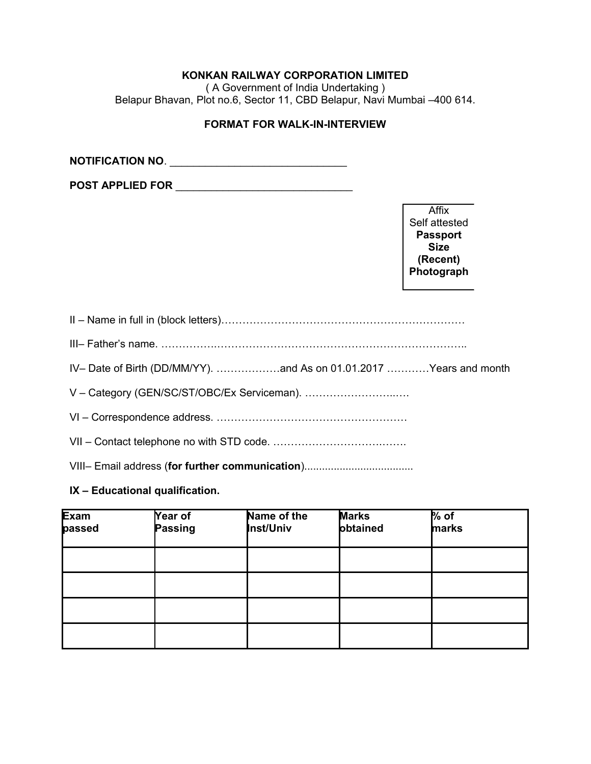**KONKAN RAILWAY CORPORATION LIMITED**

( A Government of India Undertaking )

Belapur Bhavan, Plot no.6, Sector 11, CBD Belapur, Navi Mumbai –400 614.

**FORMAT FOR WALK-IN-INTERVIEW**

**NOTIFICATION NO**. ______________________________

**POST APPLIED FOR** ______________________________

Affix Self attested **Passport Size (Recent) Photograph**

II – Name in full in (block letters)……………………………………………………………

III– Father's name. ………………………………………………………………………..

IV– Date of Birth (DD/MM/YY). ………………and As on 01.01.2017 …………Years and month

V – Category (GEN/SC/ST/OBC/Ex Serviceman). ……………………..….

VI – Correspondence address. ………………………………………………

VII – Contact telephone no with STD code. ……………………………….

VIII– Email address (**for further communication**)....................................

**IX – Educational qualification.**

| Exam passed | Year of Passing | Name of the Inst/Univ | Marks obtained | % of marks |
|---|---|---|---|---|
| | | | | |
| | | | | |
| | | | | |
| | | | | |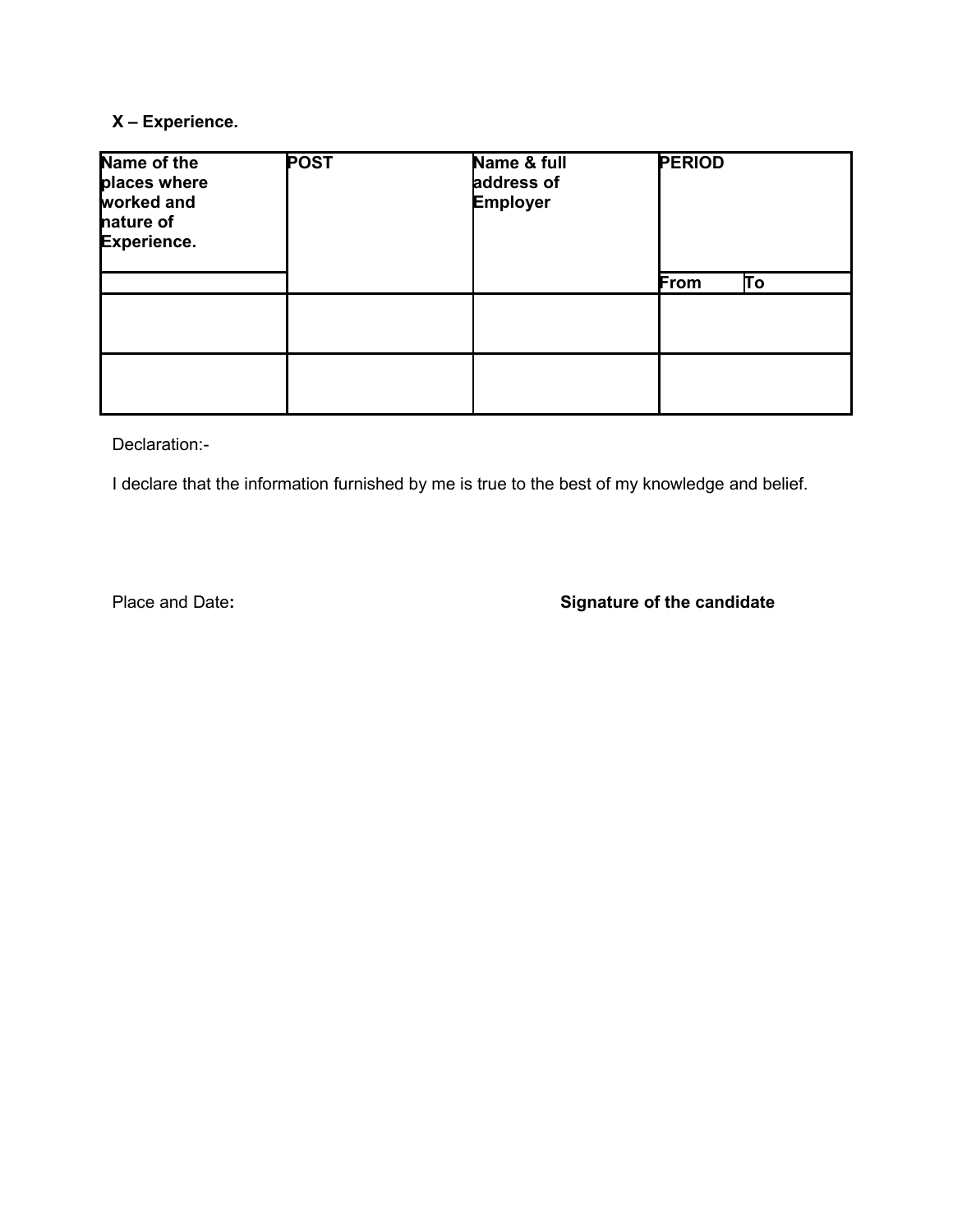**X – Experience.**

| Name of the places where worked and nature of Experience. | POST | Name & full address of Employer | PERIOD | |
|---|---|---|---|---|
| | | | From | To |
| | | | | |
| | | | | |

Declaration:-

I declare that the information furnished by me is true to the best of my knowledge and belief.

Place and Date**:** **Signature of the candidate**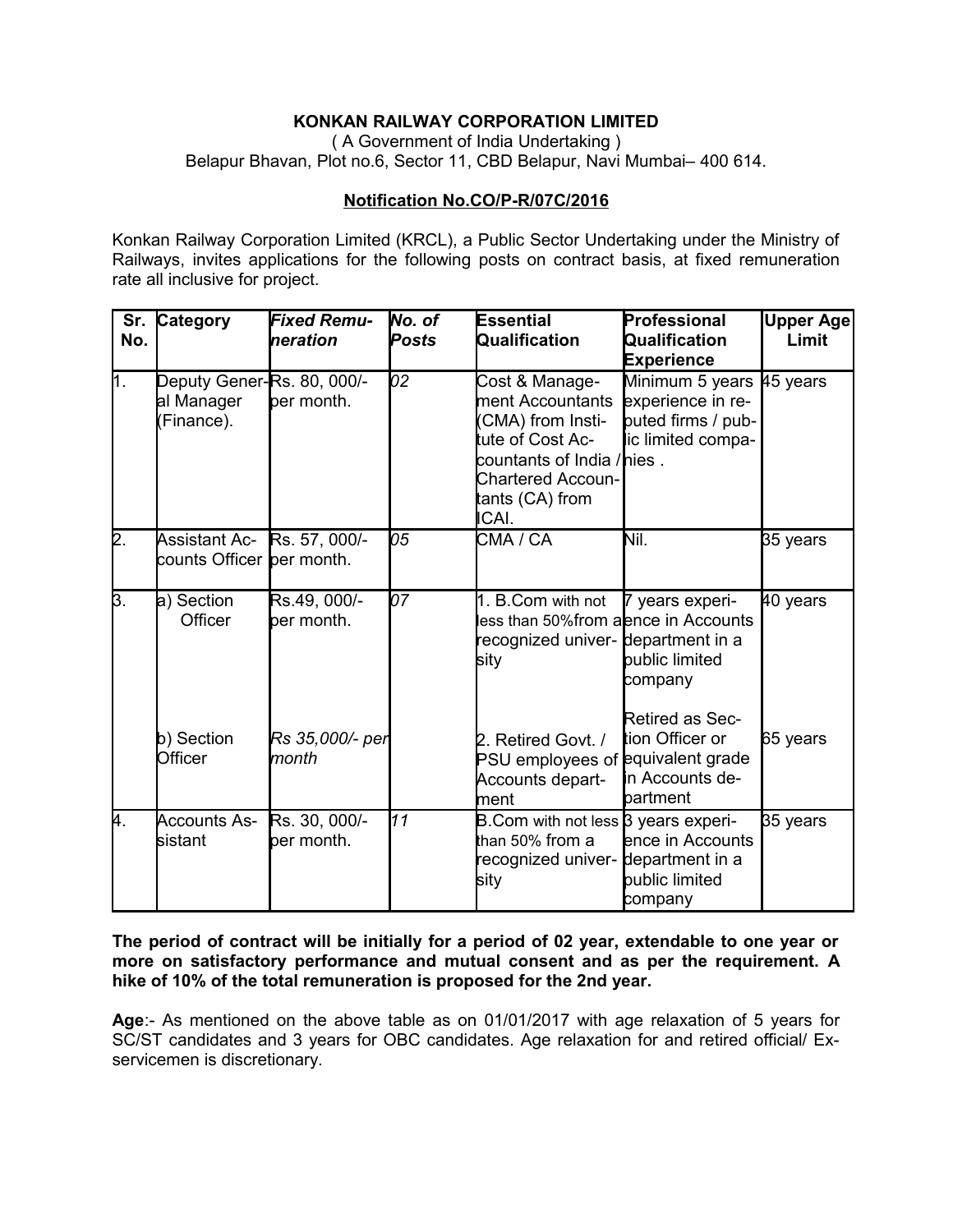**KONKAN RAILWAY CORPORATION LIMITED**

( A Government of India Undertaking )

Belapur Bhavan, Plot no.6, Sector 11, CBD Belapur, Navi Mumbai– 400 614.

**Notification No.CO/P-R/07C/2016**

Konkan Railway Corporation Limited (KRCL), a Public Sector Undertaking under the Ministry of Railways, invites applications for the following posts on contract basis, at fixed remuneration rate all inclusive for project.

| Sr. No. | Category | *Fixed Remuneration* | *No. of Posts* | Essential Qualification | Professional Qualification Experience | Upper Age Limit |
|---|---|---|---|---|---|---|
| 1. | Deputy General Manager (Finance). | Rs. 80, 000/- per month. | *02* | Cost & Management Accountants (CMA) from Institute of Cost Accountants of India / Chartered Accountants (CA) from ICAI. | Minimum 5 years experience in reputed firms / public limited companies . | 45 years |
| 2. | Assistant Accounts Officer | Rs. 57, 000/- per month. | *05* | CMA / CA | Nil. | 35 years |
| 3. | a) Section Officer | Rs.49, 000/- per month. | *07* | 1. B.Com with not less than 50%from a recognized university | 7 years experience in Accounts department in a public limited company | 40 years |
| | b) Section Officer | *Rs 35,000/- per month* | | 2. Retired Govt. / PSU employees of Accounts department | Retired as Section Officer or equivalent grade in Accounts department | 65 years |
| 4. | Accounts Assistant | Rs. 30, 000/- per month. | *11* | B.Com with not less than 50% from a recognized university | 3 years experience in Accounts department in a public limited company | 35 years |

**The period of contract will be initially for a period of 02 year, extendable to one year or more on satisfactory performance and mutual consent and as per the requirement. A hike of 10% of the total remuneration is proposed for the 2nd year.**

**Age**:- As mentioned on the above table as on 01/01/2017 with age relaxation of 5 years for SC/ST candidates and 3 years for OBC candidates. Age relaxation for and retired official/ Ex-servicemen is discretionary.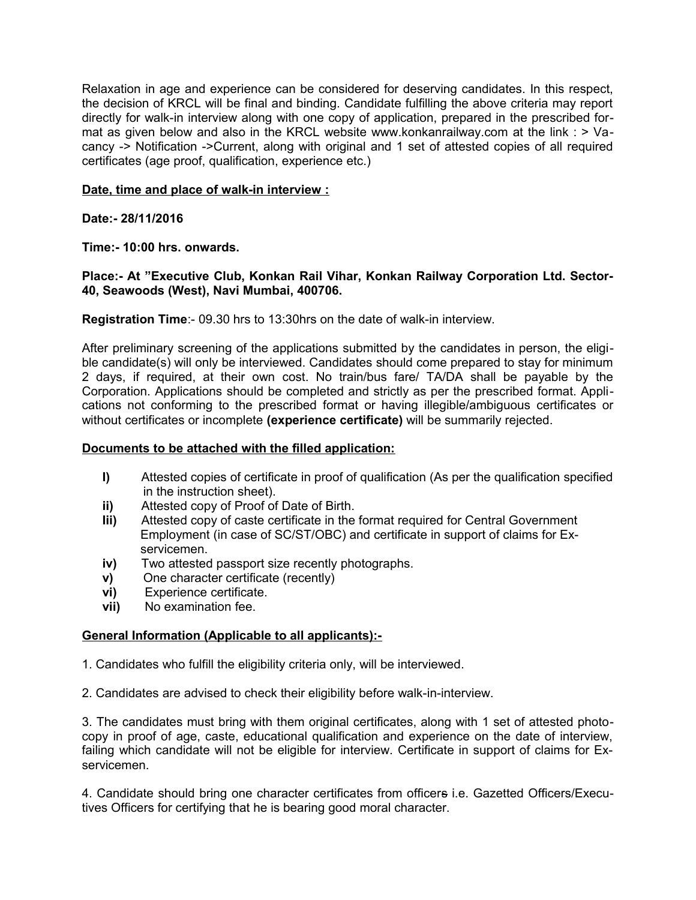Relaxation in age and experience can be considered for deserving candidates. In this respect, the decision of KRCL will be final and binding. Candidate fulfilling the above criteria may report directly for walk-in interview along with one copy of application, prepared in the prescribed format as given below and also in the KRCL website www.konkanrailway.com at the link : > Vacancy -> Notification ->Current, along with original and 1 set of attested copies of all required certificates (age proof, qualification, experience etc.)

**Date, time and place of walk-in interview :**

**Date:- 28/11/2016**

**Time:- 10:00 hrs. onwards.**

**Place:- At "Executive Club, Konkan Rail Vihar, Konkan Railway Corporation Ltd. Sector-40, Seawoods (West), Navi Mumbai, 400706.**

**Registration Time**:- 09.30 hrs to 13:30hrs on the date of walk-in interview.

After preliminary screening of the applications submitted by the candidates in person, the eligible candidate(s) will only be interviewed. Candidates should come prepared to stay for minimum 2 days, if required, at their own cost. No train/bus fare/ TA/DA shall be payable by the Corporation. Applications should be completed and strictly as per the prescribed format. Applications not conforming to the prescribed format or having illegible/ambiguous certificates or without certificates or incomplete **(experience certificate)** will be summarily rejected.

**Documents to be attached with the filled application:**

- **I)** Attested copies of certificate in proof of qualification (As per the qualification specified in the instruction sheet).
- **ii)** Attested copy of Proof of Date of Birth.
- **Iii)** Attested copy of caste certificate in the format required for Central Government Employment (in case of SC/ST/OBC) and certificate in support of claims for Ex-servicemen.
- **iv)** Two attested passport size recently photographs.
- **v)** One character certificate (recently)
- **vi)** Experience certificate.
- **vii)** No examination fee.

**General Information (Applicable to all applicants):-**

1. Candidates who fulfill the eligibility criteria only, will be interviewed.

2. Candidates are advised to check their eligibility before walk-in-interview.

3. The candidates must bring with them original certificates, along with 1 set of attested photocopy in proof of age, caste, educational qualification and experience on the date of interview, failing which candidate will not be eligible for interview. Certificate in support of claims for Ex-servicemen.

4. Candidate should bring one character certificates from officers i.e. Gazetted Officers/Executives Officers for certifying that he is bearing good moral character.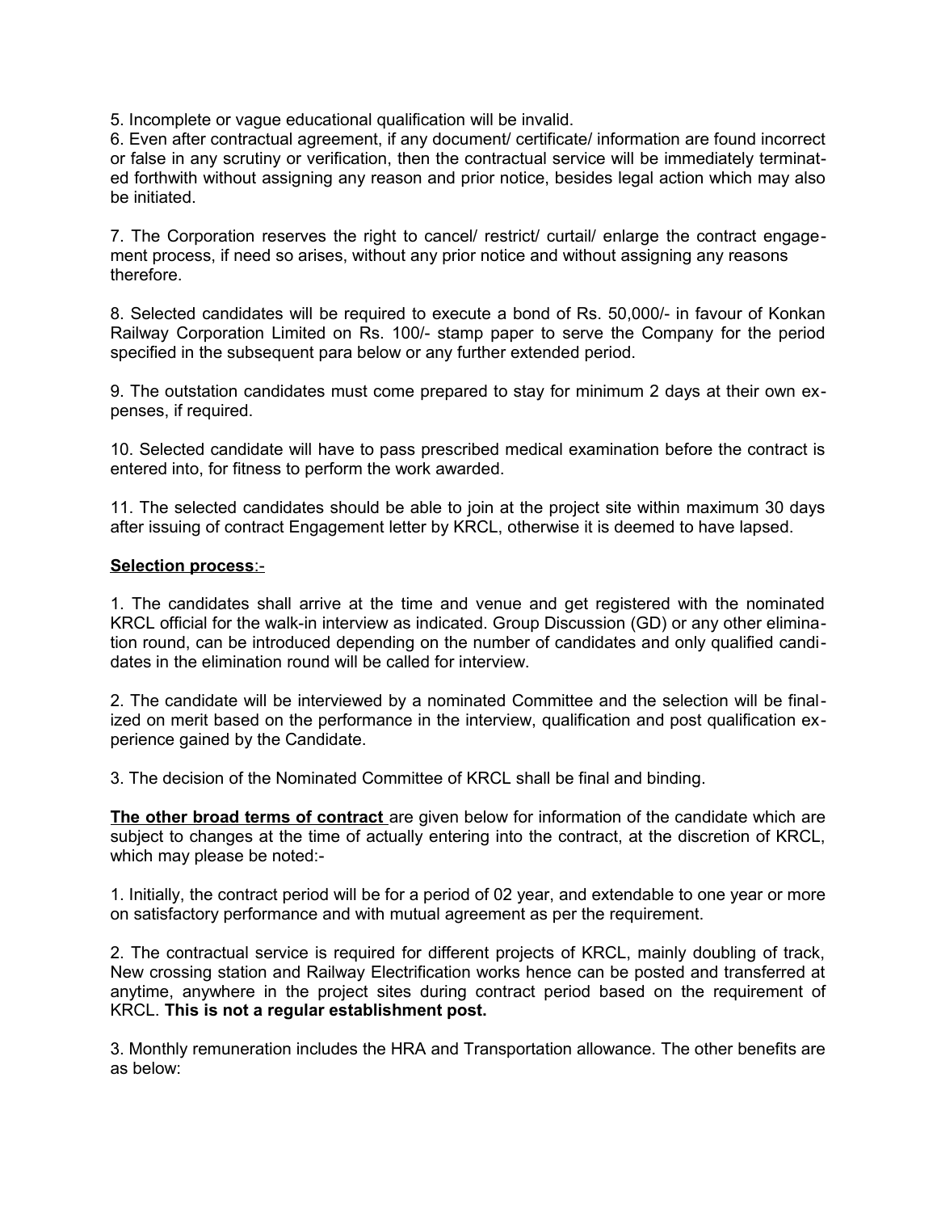5. Incomplete or vague educational qualification will be invalid.

6. Even after contractual agreement, if any document/ certificate/ information are found incorrect or false in any scrutiny or verification, then the contractual service will be immediately terminated forthwith without assigning any reason and prior notice, besides legal action which may also be initiated.

7. The Corporation reserves the right to cancel/ restrict/ curtail/ enlarge the contract engagement process, if need so arises, without any prior notice and without assigning any reasons therefore.

8. Selected candidates will be required to execute a bond of Rs. 50,000/- in favour of Konkan Railway Corporation Limited on Rs. 100/- stamp paper to serve the Company for the period specified in the subsequent para below or any further extended period.

9. The outstation candidates must come prepared to stay for minimum 2 days at their own expenses, if required.

10. Selected candidate will have to pass prescribed medical examination before the contract is entered into, for fitness to perform the work awarded.

11. The selected candidates should be able to join at the project site within maximum 30 days after issuing of contract Engagement letter by KRCL, otherwise it is deemed to have lapsed.

**Selection process**:-

1. The candidates shall arrive at the time and venue and get registered with the nominated KRCL official for the walk-in interview as indicated. Group Discussion (GD) or any other elimination round, can be introduced depending on the number of candidates and only qualified candidates in the elimination round will be called for interview.

2. The candidate will be interviewed by a nominated Committee and the selection will be finalized on merit based on the performance in the interview, qualification and post qualification experience gained by the Candidate.

3. The decision of the Nominated Committee of KRCL shall be final and binding.

**The other broad terms of contract** are given below for information of the candidate which are subject to changes at the time of actually entering into the contract, at the discretion of KRCL, which may please be noted:-

1. Initially, the contract period will be for a period of 02 year, and extendable to one year or more on satisfactory performance and with mutual agreement as per the requirement.

2. The contractual service is required for different projects of KRCL, mainly doubling of track, New crossing station and Railway Electrification works hence can be posted and transferred at anytime, anywhere in the project sites during contract period based on the requirement of KRCL. **This is not a regular establishment post.**

3. Monthly remuneration includes the HRA and Transportation allowance. The other benefits are as below: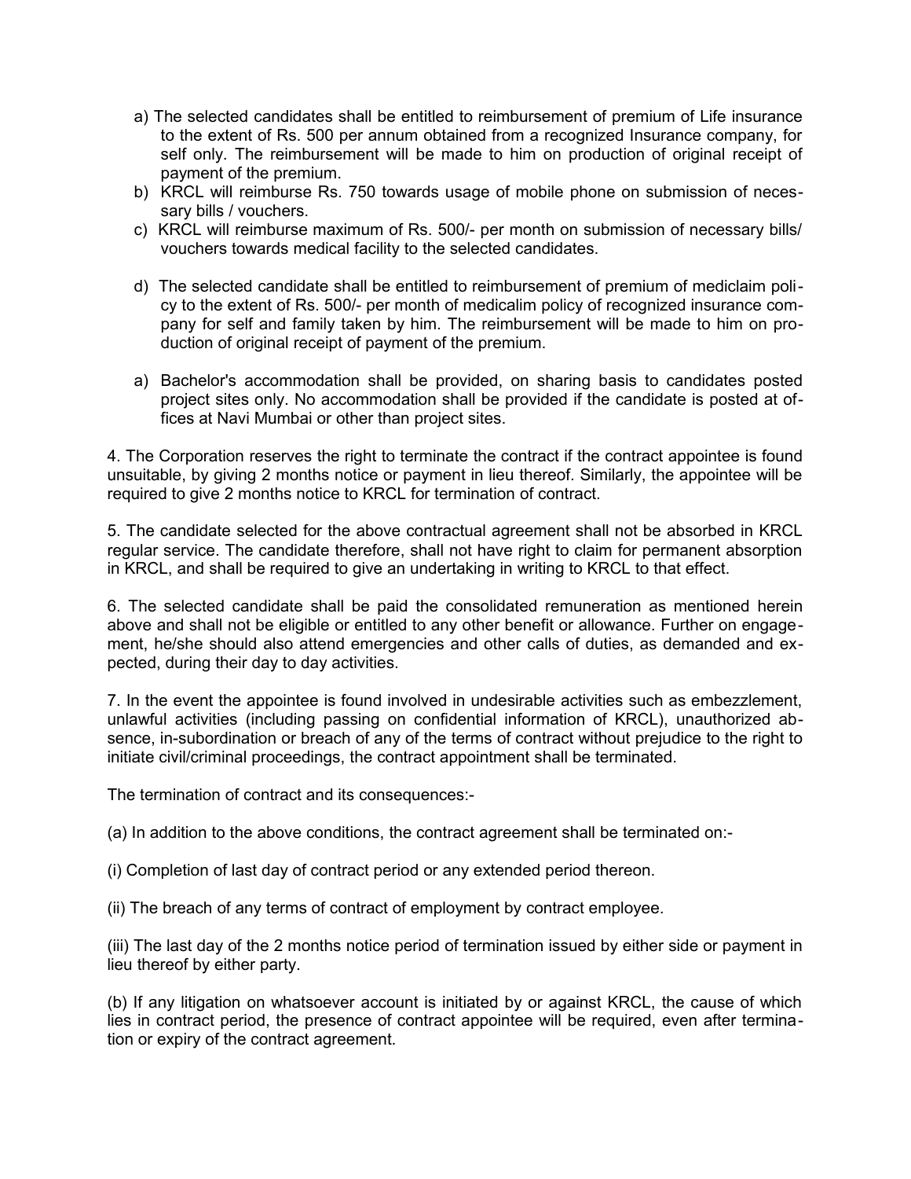a) The selected candidates shall be entitled to reimbursement of premium of Life insurance to the extent of Rs. 500 per annum obtained from a recognized Insurance company, for self only. The reimbursement will be made to him on production of original receipt of payment of the premium.

b) KRCL will reimburse Rs. 750 towards usage of mobile phone on submission of necessary bills / vouchers.

c) KRCL will reimburse maximum of Rs. 500/- per month on submission of necessary bills/ vouchers towards medical facility to the selected candidates.

d) The selected candidate shall be entitled to reimbursement of premium of mediclaim policy to the extent of Rs. 500/- per month of medicalim policy of recognized insurance company for self and family taken by him. The reimbursement will be made to him on production of original receipt of payment of the premium.

a) Bachelor's accommodation shall be provided, on sharing basis to candidates posted project sites only. No accommodation shall be provided if the candidate is posted at offices at Navi Mumbai or other than project sites.

4. The Corporation reserves the right to terminate the contract if the contract appointee is found unsuitable, by giving 2 months notice or payment in lieu thereof. Similarly, the appointee will be required to give 2 months notice to KRCL for termination of contract.

5. The candidate selected for the above contractual agreement shall not be absorbed in KRCL regular service. The candidate therefore, shall not have right to claim for permanent absorption in KRCL, and shall be required to give an undertaking in writing to KRCL to that effect.

6. The selected candidate shall be paid the consolidated remuneration as mentioned herein above and shall not be eligible or entitled to any other benefit or allowance. Further on engagement, he/she should also attend emergencies and other calls of duties, as demanded and expected, during their day to day activities.

7. In the event the appointee is found involved in undesirable activities such as embezzlement, unlawful activities (including passing on confidential information of KRCL), unauthorized absence, in-subordination or breach of any of the terms of contract without prejudice to the right to initiate civil/criminal proceedings, the contract appointment shall be terminated.

The termination of contract and its consequences:-

(a) In addition to the above conditions, the contract agreement shall be terminated on:-

(i) Completion of last day of contract period or any extended period thereon.

(ii) The breach of any terms of contract of employment by contract employee.

(iii) The last day of the 2 months notice period of termination issued by either side or payment in lieu thereof by either party.

(b) If any litigation on whatsoever account is initiated by or against KRCL, the cause of which lies in contract period, the presence of contract appointee will be required, even after termination or expiry of the contract agreement.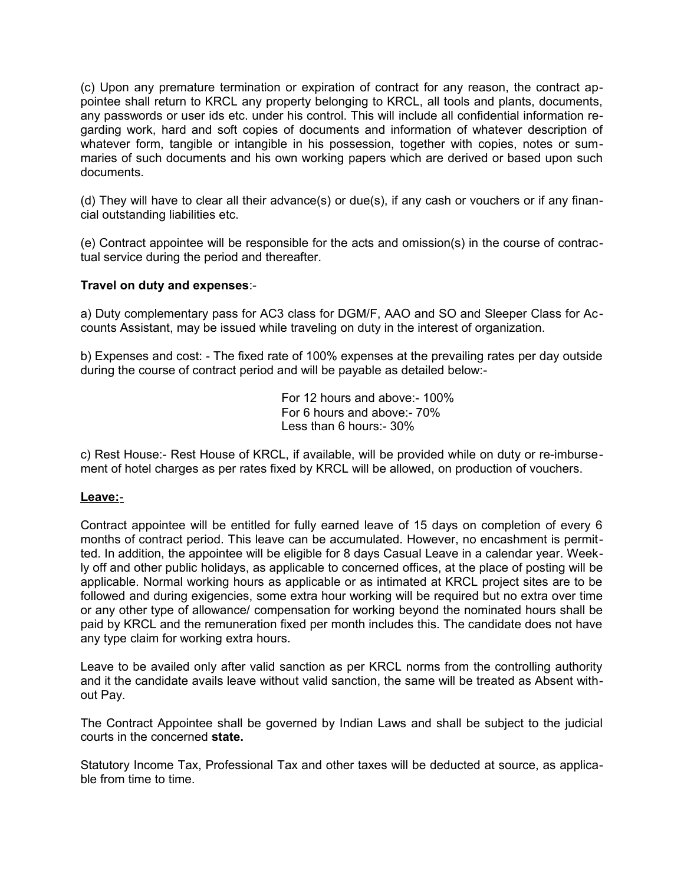(c) Upon any premature termination or expiration of contract for any reason, the contract appointee shall return to KRCL any property belonging to KRCL, all tools and plants, documents, any passwords or user ids etc. under his control. This will include all confidential information regarding work, hard and soft copies of documents and information of whatever description of whatever form, tangible or intangible in his possession, together with copies, notes or summaries of such documents and his own working papers which are derived or based upon such documents.

(d) They will have to clear all their advance(s) or due(s), if any cash or vouchers or if any financial outstanding liabilities etc.

(e) Contract appointee will be responsible for the acts and omission(s) in the course of contractual service during the period and thereafter.

**Travel on duty and expenses**:-

a) Duty complementary pass for AC3 class for DGM/F, AAO and SO and Sleeper Class for Accounts Assistant, may be issued while traveling on duty in the interest of organization.

b) Expenses and cost: - The fixed rate of 100% expenses at the prevailing rates per day outside during the course of contract period and will be payable as detailed below:-

For 12 hours and above:- 100%
For 6 hours and above:- 70%
Less than 6 hours:- 30%

c) Rest House:- Rest House of KRCL, if available, will be provided while on duty or re-imbursement of hotel charges as per rates fixed by KRCL will be allowed, on production of vouchers.

**Leave:-**

Contract appointee will be entitled for fully earned leave of 15 days on completion of every 6 months of contract period. This leave can be accumulated. However, no encashment is permitted. In addition, the appointee will be eligible for 8 days Casual Leave in a calendar year. Weekly off and other public holidays, as applicable to concerned offices, at the place of posting will be applicable. Normal working hours as applicable or as intimated at KRCL project sites are to be followed and during exigencies, some extra hour working will be required but no extra over time or any other type of allowance/ compensation for working beyond the nominated hours shall be paid by KRCL and the remuneration fixed per month includes this. The candidate does not have any type claim for working extra hours.

Leave to be availed only after valid sanction as per KRCL norms from the controlling authority and it the candidate avails leave without valid sanction, the same will be treated as Absent without Pay.

The Contract Appointee shall be governed by Indian Laws and shall be subject to the judicial courts in the concerned **state.**

Statutory Income Tax, Professional Tax and other taxes will be deducted at source, as applicable from time to time.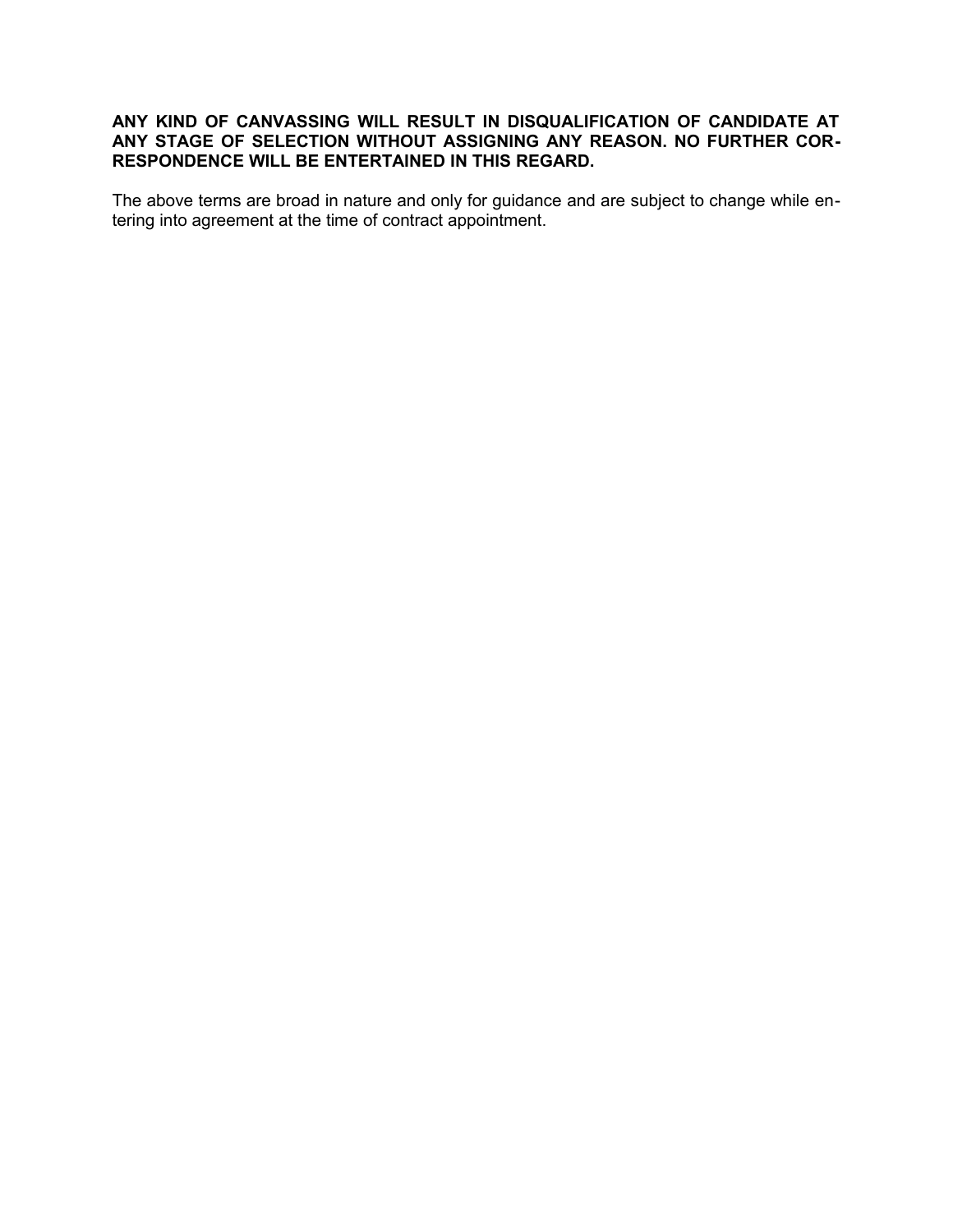**ANY KIND OF CANVASSING WILL RESULT IN DISQUALIFICATION OF CANDIDATE AT ANY STAGE OF SELECTION WITHOUT ASSIGNING ANY REASON. NO FURTHER CORRESPONDENCE WILL BE ENTERTAINED IN THIS REGARD.**

The above terms are broad in nature and only for guidance and are subject to change while entering into agreement at the time of contract appointment.